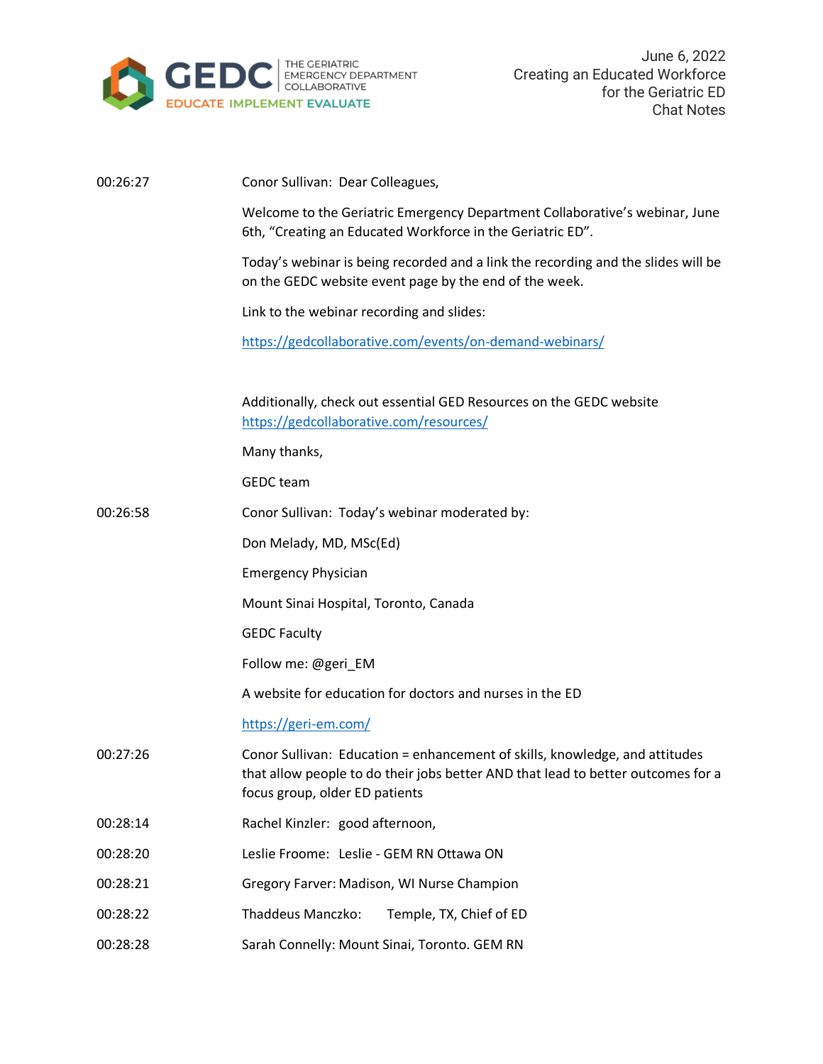# June 6, 2022
## Creating an Educated Workforce for the Geriatric ED
### Chat Notes

GEDC | THE GERIATRIC EMERGENCY DEPARTMENT COLLABORATIVE
EDUCATE IMPLEMENT EVALUATE

| | |
|---|---|
| 00:26:27 | Conor Sullivan: Dear Colleagues,<br><br>Welcome to the Geriatric Emergency Department Collaborative's webinar, June 6th, "Creating an Educated Workforce in the Geriatric ED".<br><br>Today's webinar is being recorded and a link the recording and the slides will be on the GEDC website event page by the end of the week.<br><br>Link to the webinar recording and slides:<br><br>https://gedcollaborative.com/events/on-demand-webinars/<br><br>Additionally, check out essential GED Resources on the GEDC website https://gedcollaborative.com/resources/<br><br>Many thanks,<br><br>GEDC team |
| 00:26:58 | Conor Sullivan: Today's webinar moderated by:<br><br>Don Melady, MD, MSc(Ed)<br><br>Emergency Physician<br><br>Mount Sinai Hospital, Toronto, Canada<br><br>GEDC Faculty<br><br>Follow me: @geri_EM<br><br>A website for education for doctors and nurses in the ED<br><br>https://geri-em.com/ |
| 00:27:26 | Conor Sullivan: Education = enhancement of skills, knowledge, and attitudes that allow people to do their jobs better AND that lead to better outcomes for a focus group, older ED patients |
| 00:28:14 | Rachel Kinzler: good afternoon, |
| 00:28:20 | Leslie Froome: Leslie - GEM RN Ottawa ON |
| 00:28:21 | Gregory Farver: Madison, WI Nurse Champion |
| 00:28:22 | Thaddeus Manczko: Temple, TX, Chief of ED |
| 00:28:28 | Sarah Connelly: Mount Sinai, Toronto. GEM RN |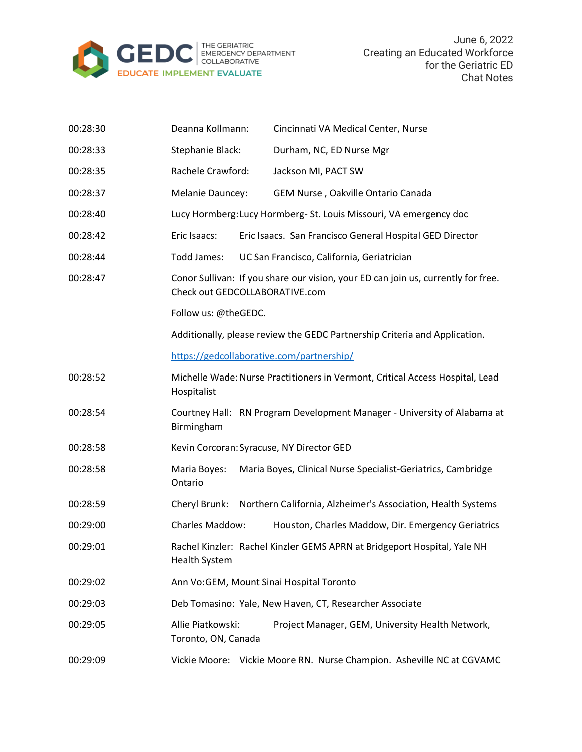| | | |
|---|---|---|
| 00:28:30 | Deanna Kollmann: | Cincinnati VA Medical Center, Nurse |
| 00:28:33 | Stephanie Black: | Durham, NC, ED Nurse Mgr |
| 00:28:35 | Rachele Crawford: | Jackson MI, PACT SW |
| 00:28:37 | Melanie Dauncey: | GEM Nurse , Oakville Ontario Canada |
| 00:28:40 | Lucy Hormberg: | Lucy Hormberg- St. Louis Missouri, VA emergency doc |
| 00:28:42 | Eric Isaacs: | Eric Isaacs. San Francisco General Hospital GED Director |
| 00:28:44 | Todd James: | UC San Francisco, California, Geriatrician |
| 00:28:47 | Conor Sullivan: | If you share our vision, your ED can join us, currently for free. Check out GEDCOLLABORATIVE.com<br><br>Follow us: @theGEDC.<br><br>Additionally, please review the GEDC Partnership Criteria and Application.<br><br>[https://gedcollaborative.com/partnership/](https://gedcollaborative.com/partnership/) |
| 00:28:52 | Michelle Wade: | Nurse Practitioners in Vermont, Critical Access Hospital, Lead Hospitalist |
| 00:28:54 | Courtney Hall: | RN Program Development Manager - University of Alabama at Birmingham |
| 00:28:58 | Kevin Corcoran: | Syracuse, NY Director GED |
| 00:28:58 | Maria Boyes: | Maria Boyes, Clinical Nurse Specialist-Geriatrics, Cambridge Ontario |
| 00:28:59 | Cheryl Brunk: | Northern California, Alzheimer's Association, Health Systems |
| 00:29:00 | Charles Maddow: | Houston, Charles Maddow, Dir. Emergency Geriatrics |
| 00:29:01 | Rachel Kinzler: | Rachel Kinzler GEMS APRN at Bridgeport Hospital, Yale NH Health System |
| 00:29:02 | Ann Vo: | GEM, Mount Sinai Hospital Toronto |
| 00:29:03 | Deb Tomasino: | Yale, New Haven, CT, Researcher Associate |
| 00:29:05 | Allie Piatkowski: | Project Manager, GEM, University Health Network, Toronto, ON, Canada |
| 00:29:09 | Vickie Moore: | Vickie Moore RN. Nurse Champion. Asheville NC at CGVAMC |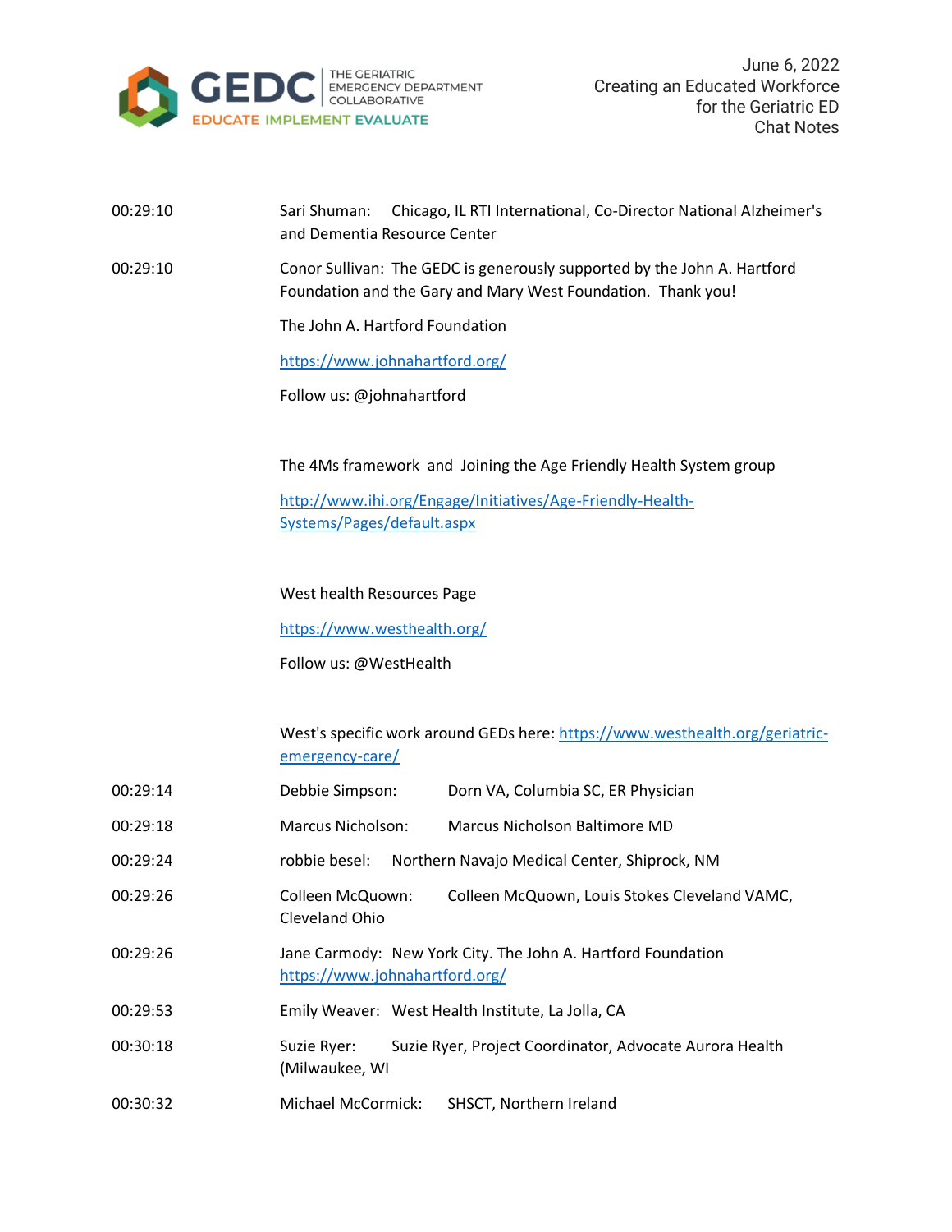00:29:10 Sari Shuman: Chicago, IL RTI International, Co-Director National Alzheimer's and Dementia Resource Center

00:29:10 Conor Sullivan: The GEDC is generously supported by the John A. Hartford Foundation and the Gary and Mary West Foundation. Thank you!

The John A. Hartford Foundation

https://www.johnahartford.org/

Follow us: @johnahartford

The 4Ms framework and Joining the Age Friendly Health System group

http://www.ihi.org/Engage/Initiatives/Age-Friendly-Health-Systems/Pages/default.aspx

West health Resources Page

https://www.westhealth.org/

Follow us: @WestHealth

West's specific work around GEDs here: https://www.westhealth.org/geriatric-emergency-care/

00:29:14 Debbie Simpson: Dorn VA, Columbia SC, ER Physician

00:29:18 Marcus Nicholson: Marcus Nicholson Baltimore MD

00:29:24 robbie besel: Northern Navajo Medical Center, Shiprock, NM

00:29:26 Colleen McQuown: Colleen McQuown, Louis Stokes Cleveland VAMC, Cleveland Ohio

00:29:26 Jane Carmody: New York City. The John A. Hartford Foundation https://www.johnahartford.org/

00:29:53 Emily Weaver: West Health Institute, La Jolla, CA

00:30:18 Suzie Ryer: Suzie Ryer, Project Coordinator, Advocate Aurora Health (Milwaukee, WI

00:30:32 Michael McCormick: SHSCT, Northern Ireland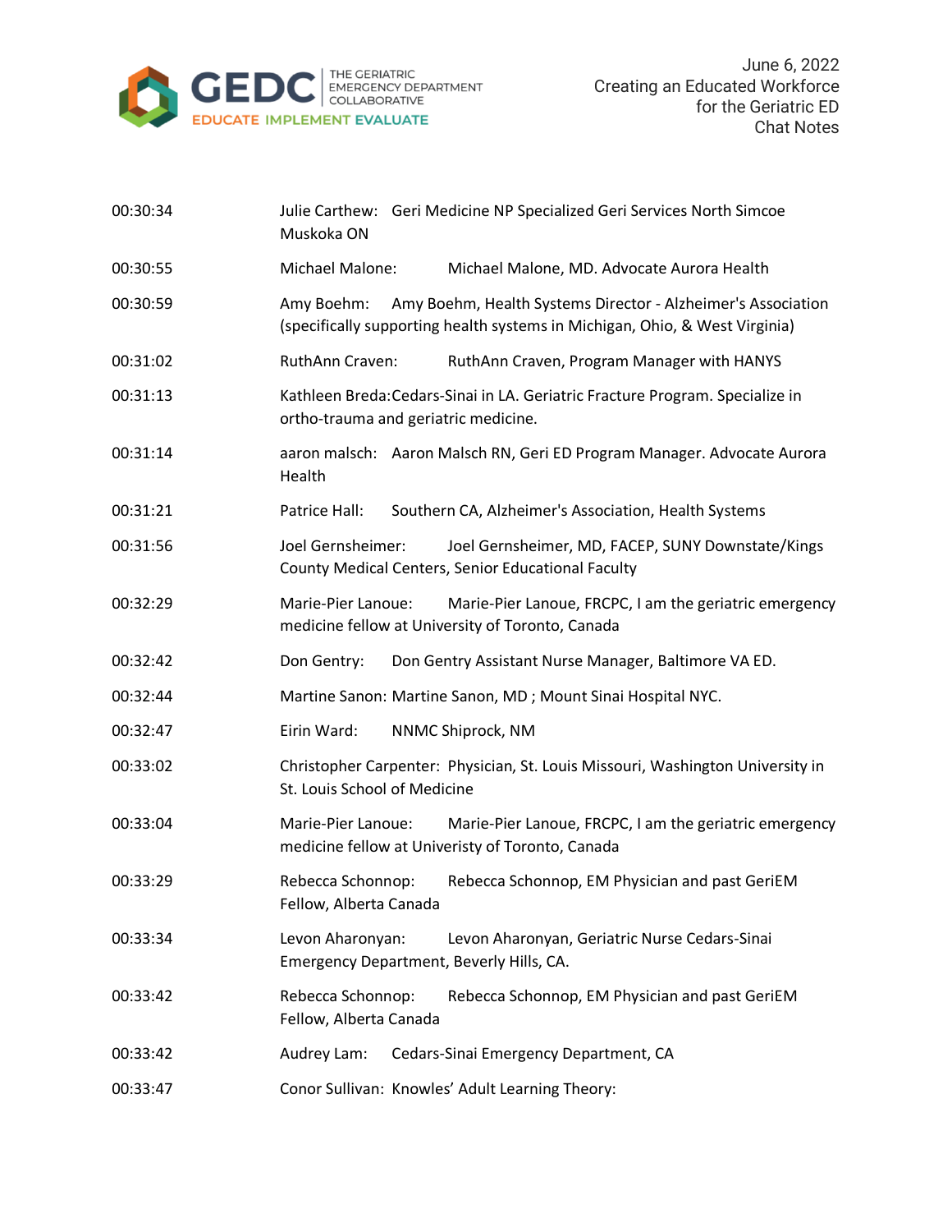| | |
|---|---|
| 00:30:34 | Julie Carthew: Geri Medicine NP Specialized Geri Services North Simcoe Muskoka ON |
| 00:30:55 | Michael Malone: Michael Malone, MD. Advocate Aurora Health |
| 00:30:59 | Amy Boehm: Amy Boehm, Health Systems Director - Alzheimer's Association (specifically supporting health systems in Michigan, Ohio, & West Virginia) |
| 00:31:02 | RuthAnn Craven: RuthAnn Craven, Program Manager with HANYS |
| 00:31:13 | Kathleen Breda:Cedars-Sinai in LA. Geriatric Fracture Program. Specialize in ortho-trauma and geriatric medicine. |
| 00:31:14 | aaron malsch: Aaron Malsch RN, Geri ED Program Manager. Advocate Aurora Health |
| 00:31:21 | Patrice Hall: Southern CA, Alzheimer's Association, Health Systems |
| 00:31:56 | Joel Gernsheimer: Joel Gernsheimer, MD, FACEP, SUNY Downstate/Kings County Medical Centers, Senior Educational Faculty |
| 00:32:29 | Marie-Pier Lanoue: Marie-Pier Lanoue, FRCPC, I am the geriatric emergency medicine fellow at University of Toronto, Canada |
| 00:32:42 | Don Gentry: Don Gentry Assistant Nurse Manager, Baltimore VA ED. |
| 00:32:44 | Martine Sanon: Martine Sanon, MD ; Mount Sinai Hospital NYC. |
| 00:32:47 | Eirin Ward: NNMC Shiprock, NM |
| 00:33:02 | Christopher Carpenter: Physician, St. Louis Missouri, Washington University in St. Louis School of Medicine |
| 00:33:04 | Marie-Pier Lanoue: Marie-Pier Lanoue, FRCPC, I am the geriatric emergency medicine fellow at Univeristy of Toronto, Canada |
| 00:33:29 | Rebecca Schonnop: Rebecca Schonnop, EM Physician and past GeriEM Fellow, Alberta Canada |
| 00:33:34 | Levon Aharonyan: Levon Aharonyan, Geriatric Nurse Cedars-Sinai Emergency Department, Beverly Hills, CA. |
| 00:33:42 | Rebecca Schonnop: Rebecca Schonnop, EM Physician and past GeriEM Fellow, Alberta Canada |
| 00:33:42 | Audrey Lam: Cedars-Sinai Emergency Department, CA |
| 00:33:47 | Conor Sullivan: Knowles' Adult Learning Theory: |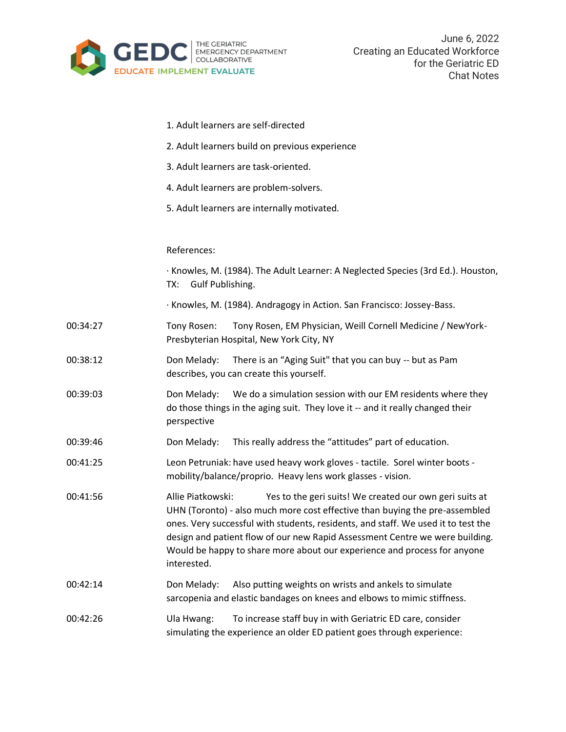1. Adult learners are self-directed

2. Adult learners build on previous experience

3. Adult learners are task-oriented.

4. Adult learners are problem-solvers.

5. Adult learners are internally motivated.

References:

· Knowles, M. (1984). The Adult Learner: A Neglected Species (3rd Ed.). Houston, TX: Gulf Publishing.

· Knowles, M. (1984). Andragogy in Action. San Francisco: Jossey-Bass.

00:34:27 Tony Rosen: Tony Rosen, EM Physician, Weill Cornell Medicine / NewYork-Presbyterian Hospital, New York City, NY

00:38:12 Don Melady: There is an "Aging Suit" that you can buy -- but as Pam describes, you can create this yourself.

00:39:03 Don Melady: We do a simulation session with our EM residents where they do those things in the aging suit. They love it -- and it really changed their perspective

00:39:46 Don Melady: This really address the "attitudes" part of education.

00:41:25 Leon Petruniak: have used heavy work gloves - tactile. Sorel winter boots - mobility/balance/proprio. Heavy lens work glasses - vision.

00:41:56 Allie Piatkowski: Yes to the geri suits! We created our own geri suits at UHN (Toronto) - also much more cost effective than buying the pre-assembled ones. Very successful with students, residents, and staff. We used it to test the design and patient flow of our new Rapid Assessment Centre we were building. Would be happy to share more about our experience and process for anyone interested.

00:42:14 Don Melady: Also putting weights on wrists and ankels to simulate sarcopenia and elastic bandages on knees and elbows to mimic stiffness.

00:42:26 Ula Hwang: To increase staff buy in with Geriatric ED care, consider simulating the experience an older ED patient goes through experience: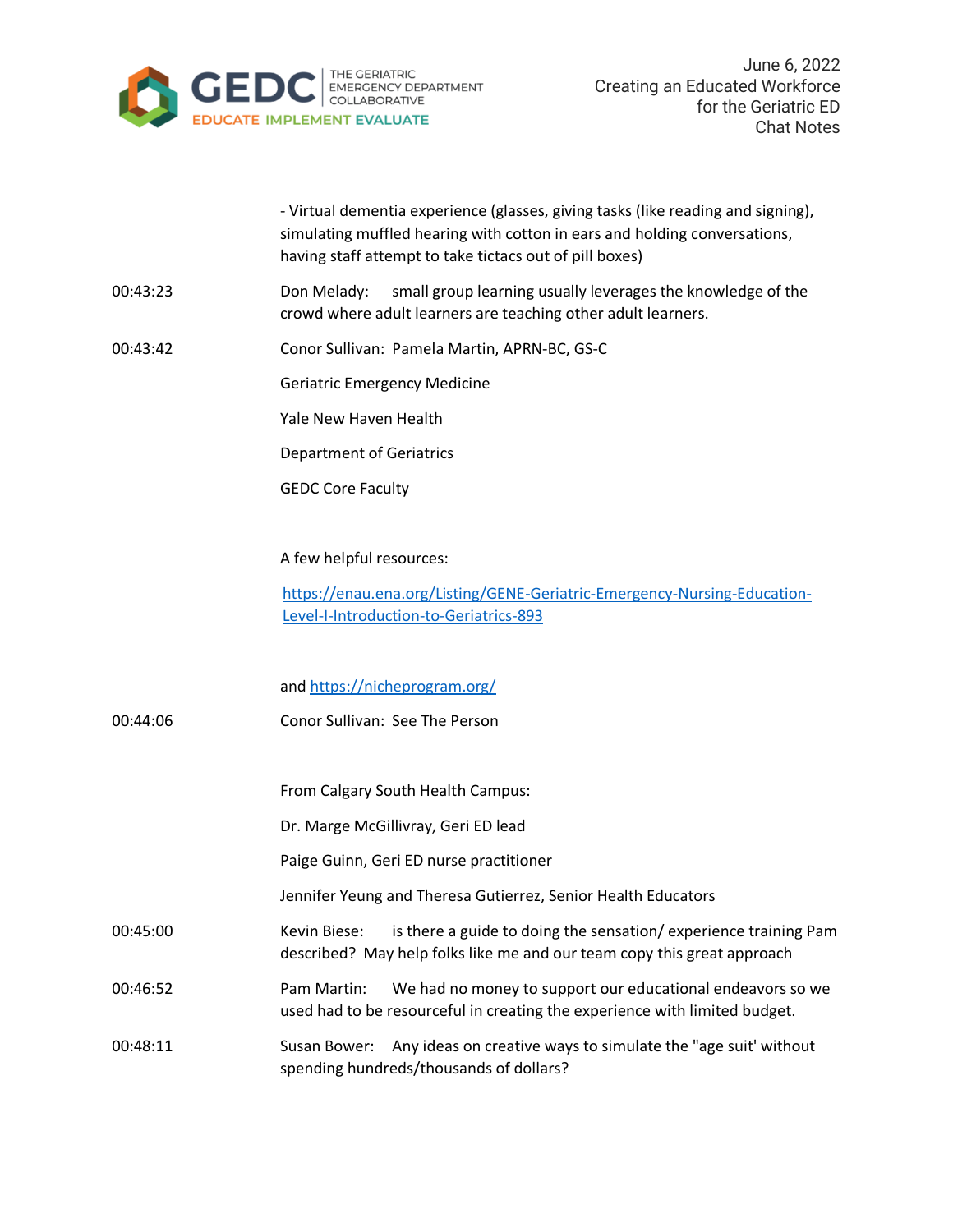- Virtual dementia experience (glasses, giving tasks (like reading and signing), simulating muffled hearing with cotton in ears and holding conversations, having staff attempt to take tictacs out of pill boxes)

00:43:23 Don Melady: small group learning usually leverages the knowledge of the crowd where adult learners are teaching other adult learners.

00:43:42 Conor Sullivan: Pamela Martin, APRN-BC, GS-C

Geriatric Emergency Medicine

Yale New Haven Health

Department of Geriatrics

GEDC Core Faculty

A few helpful resources:

https://enau.ena.org/Listing/GENE-Geriatric-Emergency-Nursing-Education-Level-I-Introduction-to-Geriatrics-893

and https://nicheprogram.org/

00:44:06 Conor Sullivan: See The Person

From Calgary South Health Campus:

Dr. Marge McGillivray, Geri ED lead

Paige Guinn, Geri ED nurse practitioner

Jennifer Yeung and Theresa Gutierrez, Senior Health Educators

00:45:00 Kevin Biese: is there a guide to doing the sensation/ experience training Pam described? May help folks like me and our team copy this great approach

00:46:52 Pam Martin: We had no money to support our educational endeavors so we used had to be resourceful in creating the experience with limited budget.

00:48:11 Susan Bower: Any ideas on creative ways to simulate the "age suit' without spending hundreds/thousands of dollars?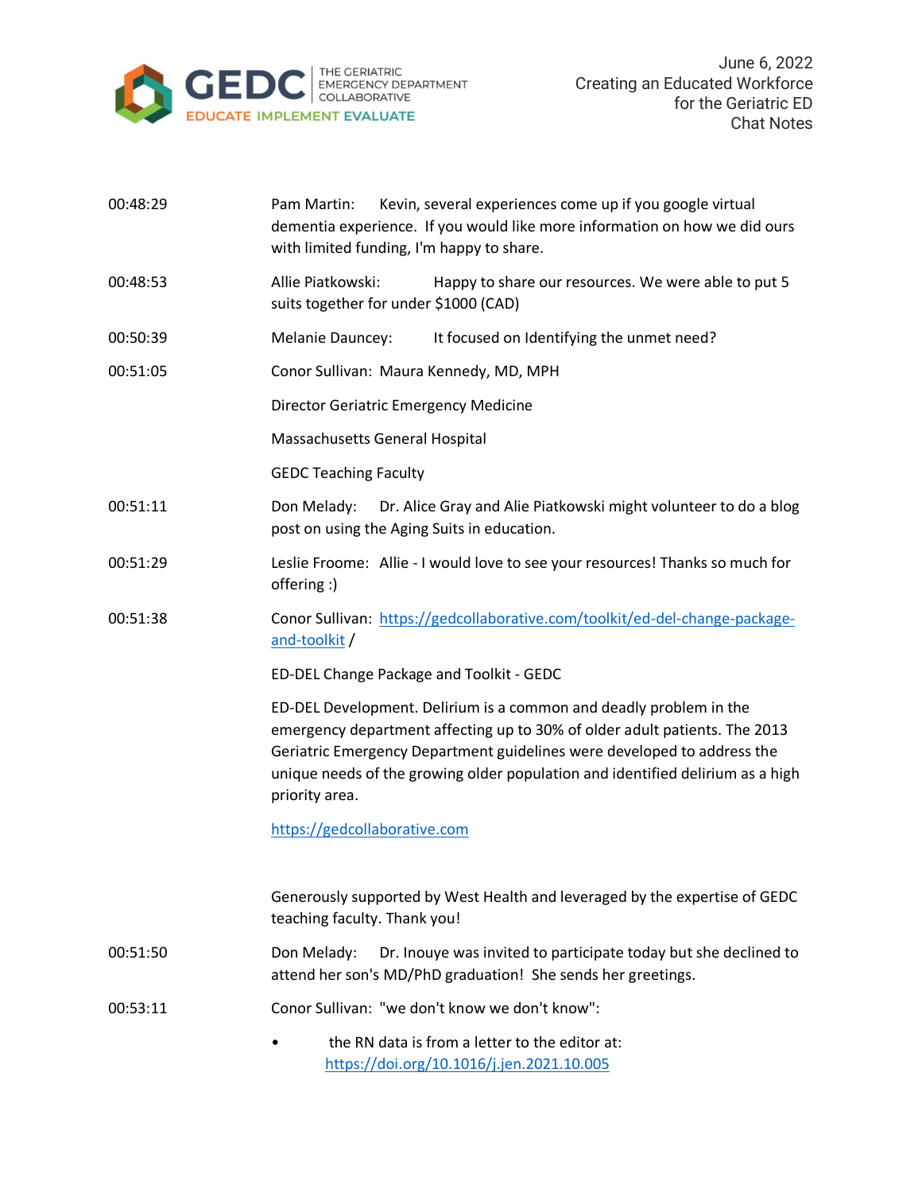| | |
|---|---|
| 00:48:29 | Pam Martin: Kevin, several experiences come up if you google virtual dementia experience. If you would like more information on how we did ours with limited funding, I'm happy to share. |
| 00:48:53 | Allie Piatkowski: Happy to share our resources. We were able to put 5 suits together for under $1000 (CAD) |
| 00:50:39 | Melanie Dauncey: It focused on Identifying the unmet need? |
| 00:51:05 | Conor Sullivan: Maura Kennedy, MD, MPH<br><br>Director Geriatric Emergency Medicine<br><br>Massachusetts General Hospital<br><br>GEDC Teaching Faculty |
| 00:51:11 | Don Melady: Dr. Alice Gray and Alie Piatkowski might volunteer to do a blog post on using the Aging Suits in education. |
| 00:51:29 | Leslie Froome: Allie - I would love to see your resources! Thanks so much for offering :) |
| 00:51:38 | Conor Sullivan: https://gedcollaborative.com/toolkit/ed-del-change-package-and-toolkit /<br><br>ED-DEL Change Package and Toolkit - GEDC<br><br>ED-DEL Development. Delirium is a common and deadly problem in the emergency department affecting up to 30% of older adult patients. The 2013 Geriatric Emergency Department guidelines were developed to address the unique needs of the growing older population and identified delirium as a high priority area.<br><br>https://gedcollaborative.com<br><br>Generously supported by West Health and leveraged by the expertise of GEDC teaching faculty. Thank you! |
| 00:51:50 | Don Melady: Dr. Inouye was invited to participate today but she declined to attend her son's MD/PhD graduation! She sends her greetings. |
| 00:53:11 | Conor Sullivan: "we don't know we don't know":<br><br>• the RN data is from a letter to the editor at: https://doi.org/10.1016/j.jen.2021.10.005 |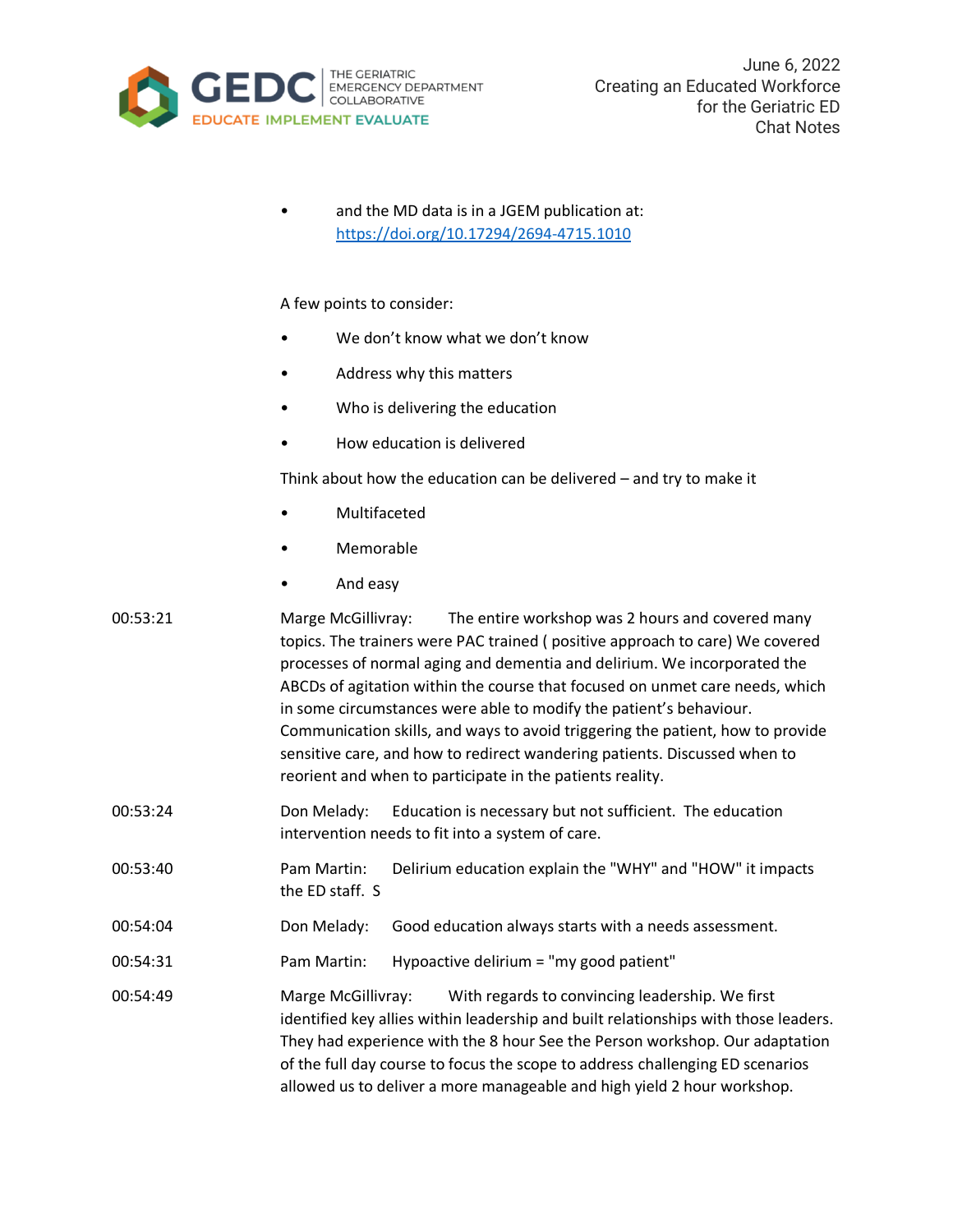- and the MD data is in a JGEM publication at: https://doi.org/10.17294/2694-4715.1010

A few points to consider:

- We don't know what we don't know
- Address why this matters
- Who is delivering the education
- How education is delivered

Think about how the education can be delivered – and try to make it

- Multifaceted
- Memorable
- And easy

00:53:21 Marge McGillivray: The entire workshop was 2 hours and covered many topics. The trainers were PAC trained ( positive approach to care) We covered processes of normal aging and dementia and delirium. We incorporated the ABCDs of agitation within the course that focused on unmet care needs, which in some circumstances were able to modify the patient's behaviour. Communication skills, and ways to avoid triggering the patient, how to provide sensitive care, and how to redirect wandering patients. Discussed when to reorient and when to participate in the patients reality.

00:53:24 Don Melady: Education is necessary but not sufficient. The education intervention needs to fit into a system of care.

00:53:40 Pam Martin: Delirium education explain the "WHY" and "HOW" it impacts the ED staff. S

00:54:04 Don Melady: Good education always starts with a needs assessment.

00:54:31 Pam Martin: Hypoactive delirium = "my good patient"

00:54:49 Marge McGillivray: With regards to convincing leadership. We first identified key allies within leadership and built relationships with those leaders. They had experience with the 8 hour See the Person workshop. Our adaptation of the full day course to focus the scope to address challenging ED scenarios allowed us to deliver a more manageable and high yield 2 hour workshop.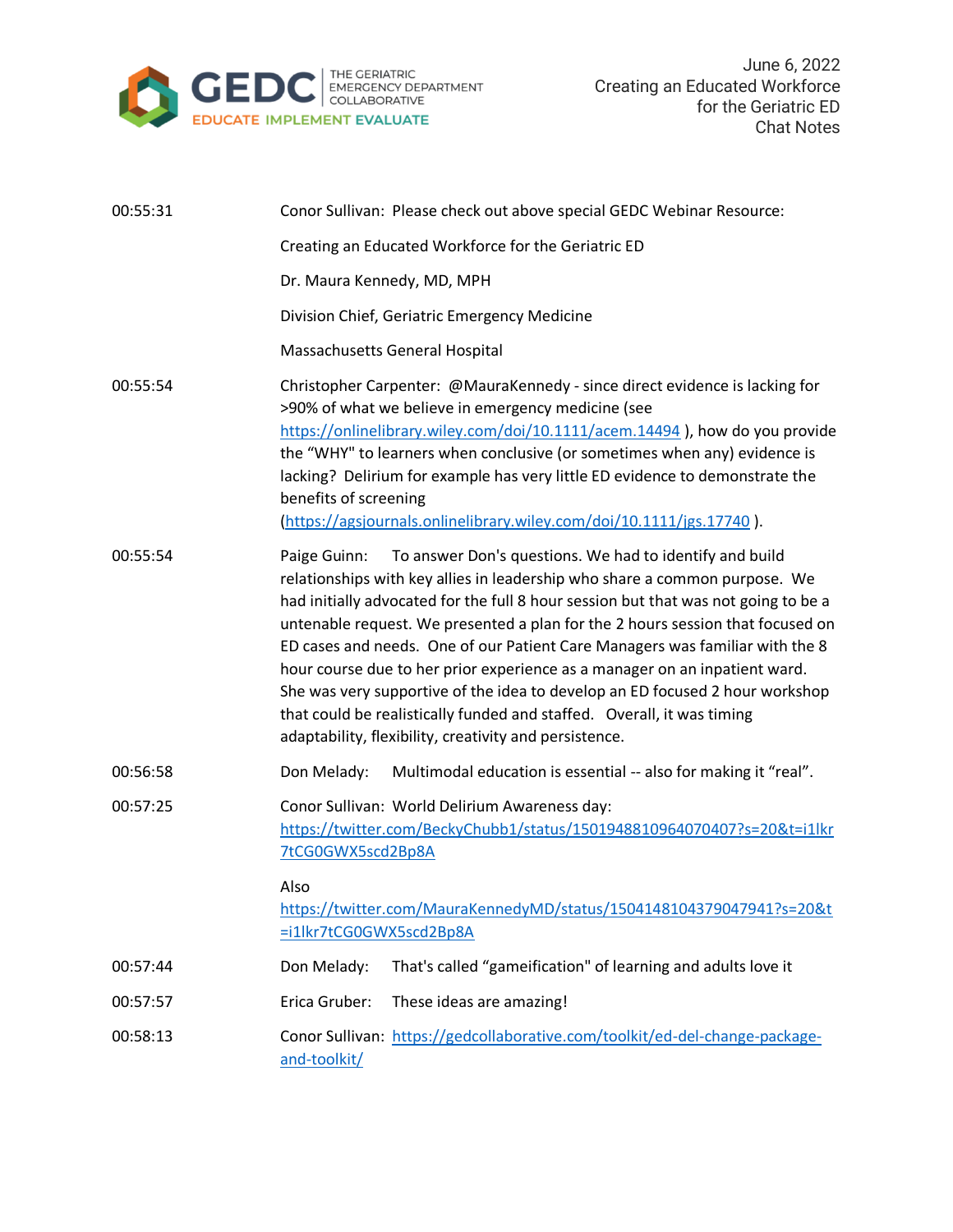| | |
|---|---|
| 00:55:31 | Conor Sullivan: Please check out above special GEDC Webinar Resource:<br><br>Creating an Educated Workforce for the Geriatric ED<br><br>Dr. Maura Kennedy, MD, MPH<br><br>Division Chief, Geriatric Emergency Medicine<br><br>Massachusetts General Hospital |
| 00:55:54 | Christopher Carpenter: @MauraKennedy - since direct evidence is lacking for >90% of what we believe in emergency medicine (see https://onlinelibrary.wiley.com/doi/10.1111/acem.14494 ), how do you provide the "WHY" to learners when conclusive (or sometimes when any) evidence is lacking? Delirium for example has very little ED evidence to demonstrate the benefits of screening (https://agsjournals.onlinelibrary.wiley.com/doi/10.1111/jgs.17740 ). |
| 00:55:54 | Paige Guinn: To answer Don's questions. We had to identify and build relationships with key allies in leadership who share a common purpose. We had initially advocated for the full 8 hour session but that was not going to be a untenable request. We presented a plan for the 2 hours session that focused on ED cases and needs. One of our Patient Care Managers was familiar with the 8 hour course due to her prior experience as a manager on an inpatient ward. She was very supportive of the idea to develop an ED focused 2 hour workshop that could be realistically funded and staffed. Overall, it was timing adaptability, flexibility, creativity and persistence. |
| 00:56:58 | Don Melady: Multimodal education is essential -- also for making it "real". |
| 00:57:25 | Conor Sullivan: World Delirium Awareness day: https://twitter.com/BeckyChubb1/status/1501948810964070407?s=20&t=i1lkr7tCG0GWX5scd2Bp8A<br><br>Also https://twitter.com/MauraKennedyMD/status/1504148104379047941?s=20&t=i1lkr7tCG0GWX5scd2Bp8A |
| 00:57:44 | Don Melady: That's called "gameification" of learning and adults love it |
| 00:57:57 | Erica Gruber: These ideas are amazing! |
| 00:58:13 | Conor Sullivan: https://gedcollaborative.com/toolkit/ed-del-change-package-and-toolkit/ |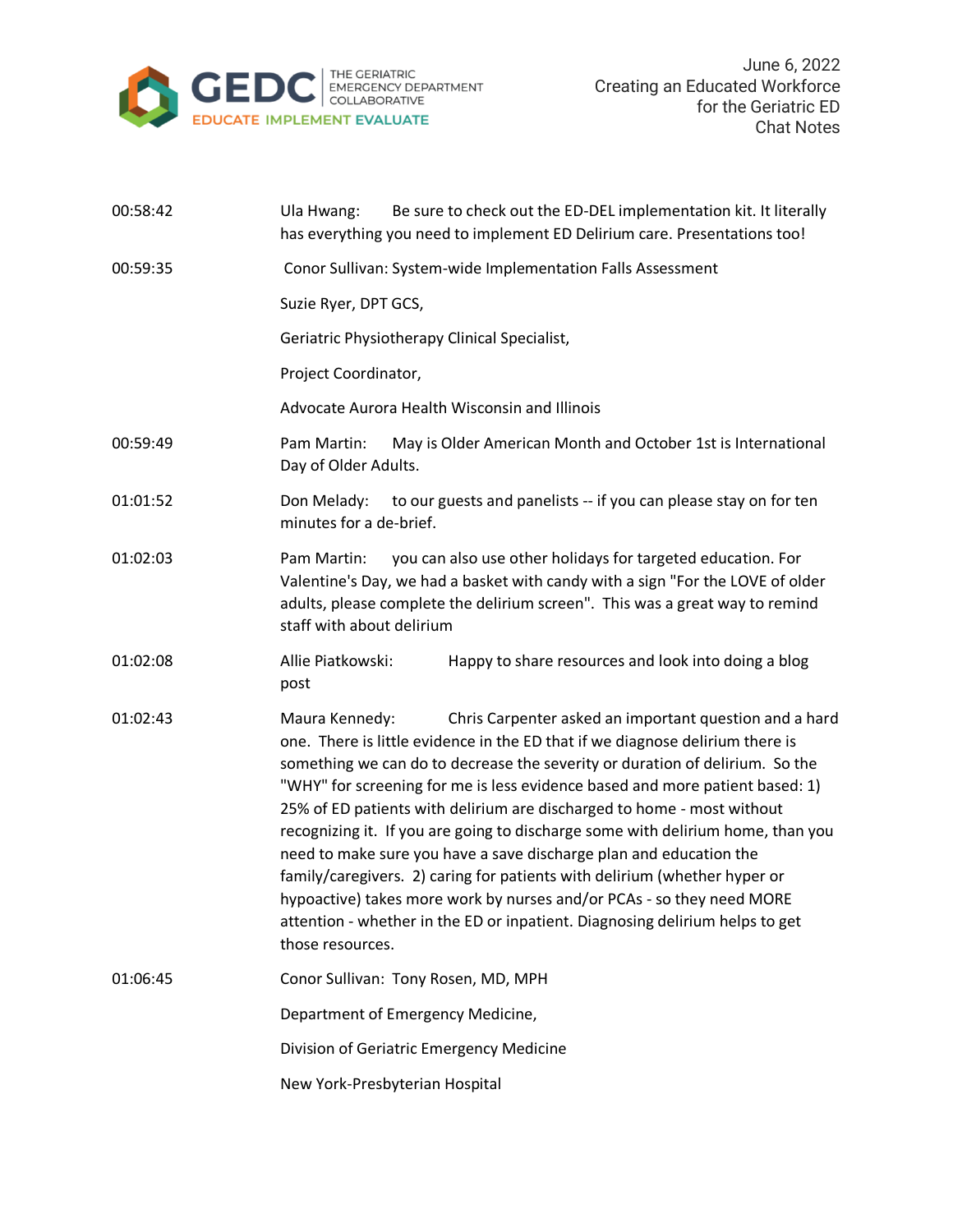| | |
|---|---|
| 00:58:42 | Ula Hwang: Be sure to check out the ED-DEL implementation kit. It literally has everything you need to implement ED Delirium care. Presentations too! |
| 00:59:35 | Conor Sullivan: System-wide Implementation Falls Assessment<br><br>Suzie Ryer, DPT GCS,<br><br>Geriatric Physiotherapy Clinical Specialist,<br><br>Project Coordinator,<br><br>Advocate Aurora Health Wisconsin and Illinois |
| 00:59:49 | Pam Martin: May is Older American Month and October 1st is International Day of Older Adults. |
| 01:01:52 | Don Melady: to our guests and panelists -- if you can please stay on for ten minutes for a de-brief. |
| 01:02:03 | Pam Martin: you can also use other holidays for targeted education. For Valentine's Day, we had a basket with candy with a sign "For the LOVE of older adults, please complete the delirium screen". This was a great way to remind staff with about delirium |
| 01:02:08 | Allie Piatkowski: Happy to share resources and look into doing a blog post |
| 01:02:43 | Maura Kennedy: Chris Carpenter asked an important question and a hard one. There is little evidence in the ED that if we diagnose delirium there is something we can do to decrease the severity or duration of delirium. So the "WHY" for screening for me is less evidence based and more patient based: 1) 25% of ED patients with delirium are discharged to home - most without recognizing it. If you are going to discharge some with delirium home, than you need to make sure you have a save discharge plan and education the family/caregivers. 2) caring for patients with delirium (whether hyper or hypoactive) takes more work by nurses and/or PCAs - so they need MORE attention - whether in the ED or inpatient. Diagnosing delirium helps to get those resources. |
| 01:06:45 | Conor Sullivan: Tony Rosen, MD, MPH<br><br>Department of Emergency Medicine,<br><br>Division of Geriatric Emergency Medicine<br><br>New York-Presbyterian Hospital |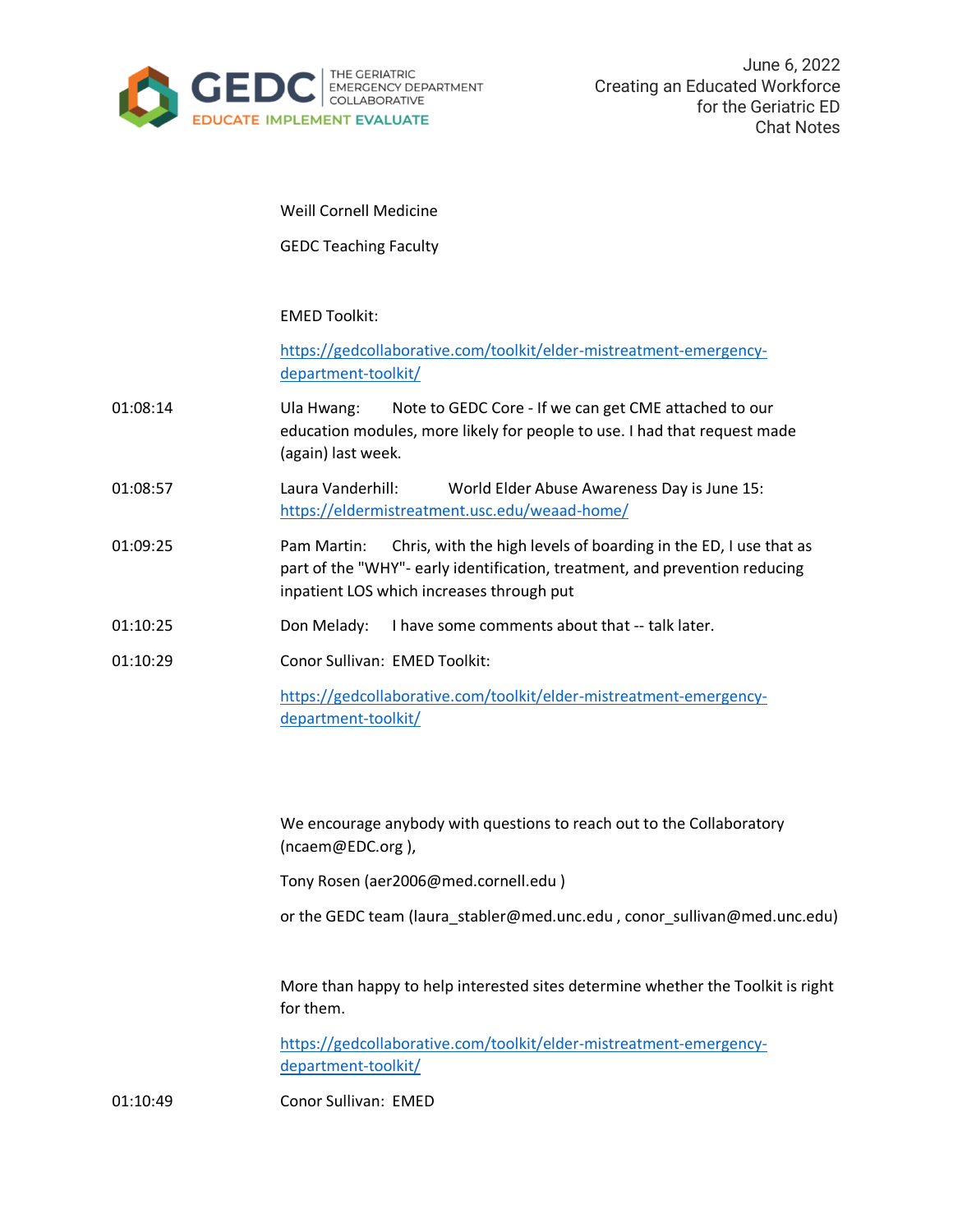Weill Cornell Medicine

GEDC Teaching Faculty

EMED Toolkit:

https://gedcollaborative.com/toolkit/elder-mistreatment-emergency-department-toolkit/

01:08:14 Ula Hwang: Note to GEDC Core - If we can get CME attached to our education modules, more likely for people to use. I had that request made (again) last week.

01:08:57 Laura Vanderhill: World Elder Abuse Awareness Day is June 15: https://eldermistreatment.usc.edu/weaad-home/

01:09:25 Pam Martin: Chris, with the high levels of boarding in the ED, I use that as part of the "WHY"- early identification, treatment, and prevention reducing inpatient LOS which increases through put

01:10:25 Don Melady: I have some comments about that -- talk later.

01:10:29 Conor Sullivan: EMED Toolkit:

https://gedcollaborative.com/toolkit/elder-mistreatment-emergency-department-toolkit/

We encourage anybody with questions to reach out to the Collaboratory (ncaem@EDC.org ),

Tony Rosen (aer2006@med.cornell.edu )

or the GEDC team (laura_stabler@med.unc.edu , conor_sullivan@med.unc.edu)

More than happy to help interested sites determine whether the Toolkit is right for them.

https://gedcollaborative.com/toolkit/elder-mistreatment-emergency-department-toolkit/

01:10:49 Conor Sullivan: EMED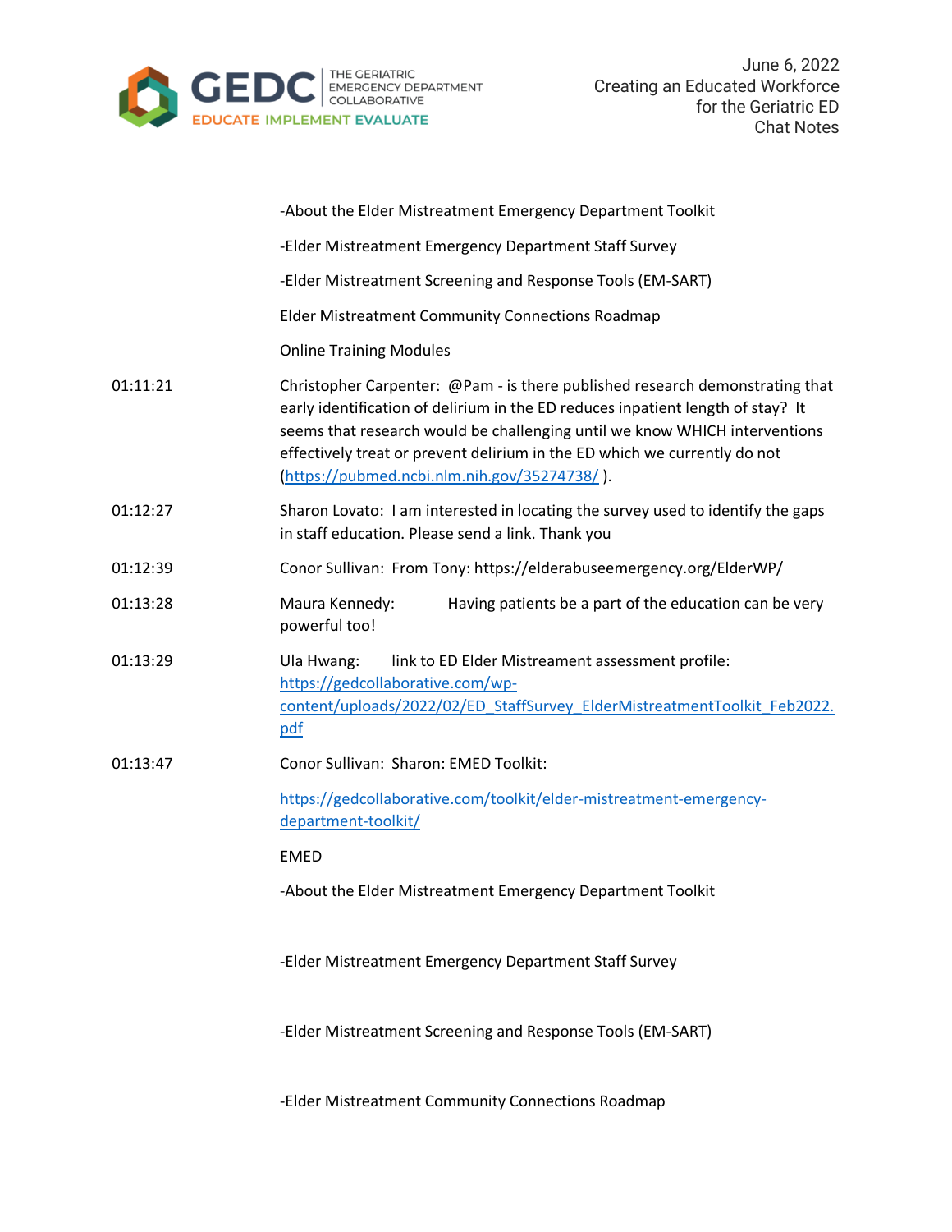-About the Elder Mistreatment Emergency Department Toolkit

-Elder Mistreatment Emergency Department Staff Survey

-Elder Mistreatment Screening and Response Tools (EM-SART)

Elder Mistreatment Community Connections Roadmap

Online Training Modules

| | |
|---|---|
| 01:11:21 | Christopher Carpenter: @Pam - is there published research demonstrating that early identification of delirium in the ED reduces inpatient length of stay? It seems that research would be challenging until we know WHICH interventions effectively treat or prevent delirium in the ED which we currently do not (https://pubmed.ncbi.nlm.nih.gov/35274738/ ). |
| 01:12:27 | Sharon Lovato: I am interested in locating the survey used to identify the gaps in staff education. Please send a link. Thank you |
| 01:12:39 | Conor Sullivan: From Tony: https://elderabuseemergency.org/ElderWP/ |
| 01:13:28 | Maura Kennedy: Having patients be a part of the education can be very powerful too! |
| 01:13:29 | Ula Hwang: link to ED Elder Mistreament assessment profile: https://gedcollaborative.com/wp-content/uploads/2022/02/ED_StaffSurvey_ElderMistreatmentToolkit_Feb2022.pdf |
| 01:13:47 | Conor Sullivan: Sharon: EMED Toolkit: |

https://gedcollaborative.com/toolkit/elder-mistreatment-emergency-department-toolkit/

EMED

-About the Elder Mistreatment Emergency Department Toolkit

-Elder Mistreatment Emergency Department Staff Survey

-Elder Mistreatment Screening and Response Tools (EM-SART)

-Elder Mistreatment Community Connections Roadmap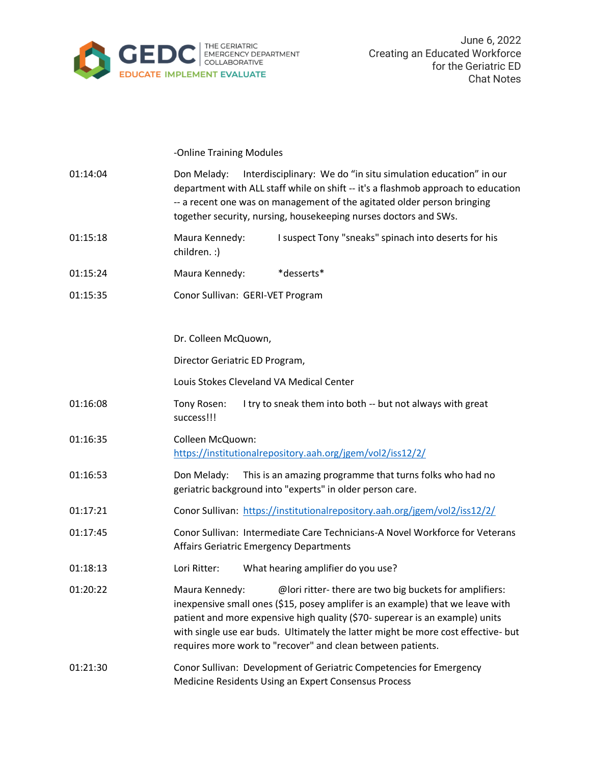-Online Training Modules

| | |
|---|---|
| 01:14:04 | Don Melady: Interdisciplinary: We do "in situ simulation education" in our department with ALL staff while on shift -- it's a flashmob approach to education -- a recent one was on management of the agitated older person bringing together security, nursing, housekeeping nurses doctors and SWs. |
| 01:15:18 | Maura Kennedy: I suspect Tony "sneaks" spinach into deserts for his children. :) |
| 01:15:24 | Maura Kennedy: *desserts* |
| 01:15:35 | Conor Sullivan: GERI-VET Program<br><br>Dr. Colleen McQuown,<br>Director Geriatric ED Program,<br>Louis Stokes Cleveland VA Medical Center |
| 01:16:08 | Tony Rosen: I try to sneak them into both -- but not always with great success!!! |
| 01:16:35 | Colleen McQuown: https://institutionalrepository.aah.org/jgem/vol2/iss12/2/ |
| 01:16:53 | Don Melady: This is an amazing programme that turns folks who had no geriatric background into "experts" in older person care. |
| 01:17:21 | Conor Sullivan: https://institutionalrepository.aah.org/jgem/vol2/iss12/2/ |
| 01:17:45 | Conor Sullivan: Intermediate Care Technicians-A Novel Workforce for Veterans Affairs Geriatric Emergency Departments |
| 01:18:13 | Lori Ritter: What hearing amplifier do you use? |
| 01:20:22 | Maura Kennedy: @lori ritter- there are two big buckets for amplifiers: inexpensive small ones ($15, posey amplifer is an example) that we leave with patient and more expensive high quality ($70- superear is an example) units with single use ear buds. Ultimately the latter might be more cost effective- but requires more work to "recover" and clean between patients. |
| 01:21:30 | Conor Sullivan: Development of Geriatric Competencies for Emergency Medicine Residents Using an Expert Consensus Process |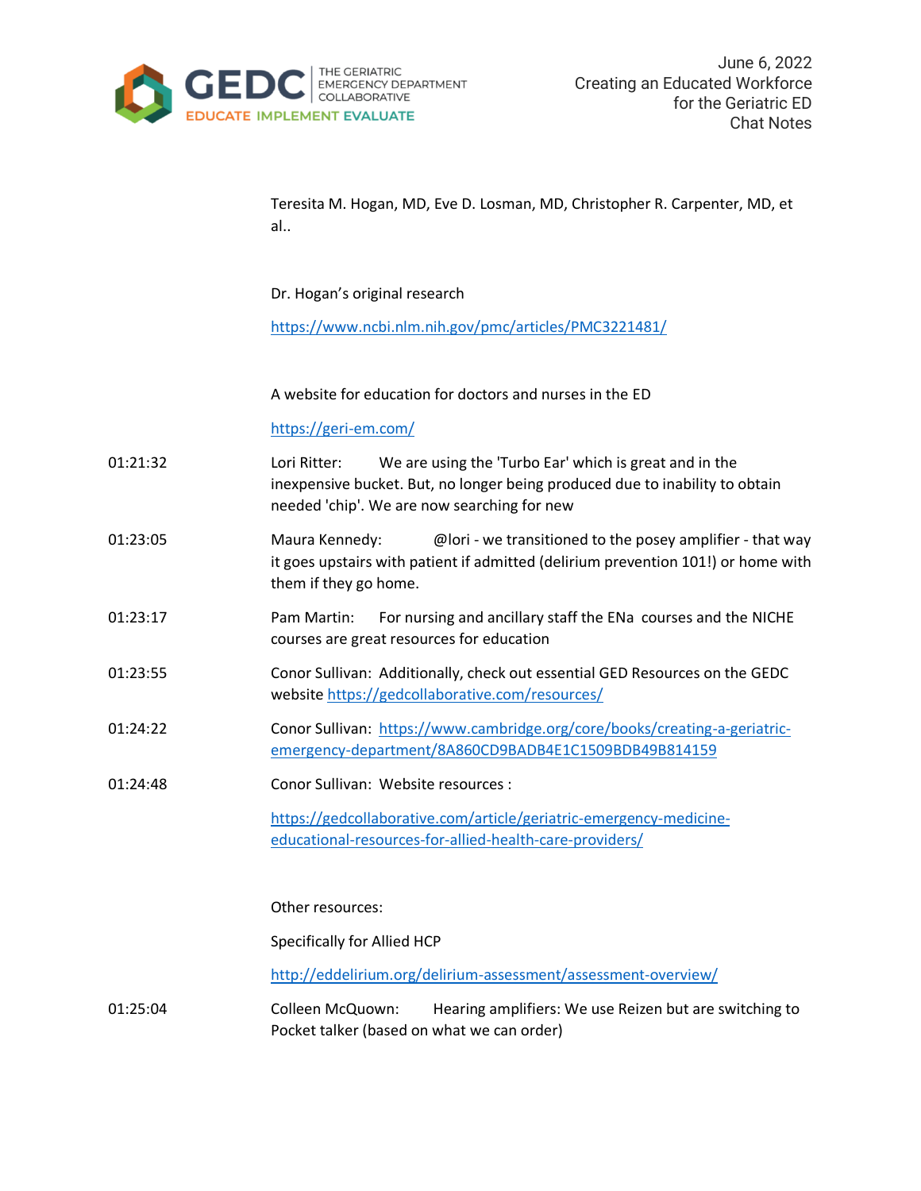Teresita M. Hogan, MD, Eve D. Losman, MD, Christopher R. Carpenter, MD, et al..

Dr. Hogan's original research

https://www.ncbi.nlm.nih.gov/pmc/articles/PMC3221481/

A website for education for doctors and nurses in the ED

https://geri-em.com/

01:21:32 Lori Ritter: We are using the 'Turbo Ear' which is great and in the inexpensive bucket. But, no longer being produced due to inability to obtain needed 'chip'. We are now searching for new

01:23:05 Maura Kennedy: @lori - we transitioned to the posey amplifier - that way it goes upstairs with patient if admitted (delirium prevention 101!) or home with them if they go home.

01:23:17 Pam Martin: For nursing and ancillary staff the ENa courses and the NICHE courses are great resources for education

01:23:55 Conor Sullivan: Additionally, check out essential GED Resources on the GEDC website https://gedcollaborative.com/resources/

01:24:22 Conor Sullivan: https://www.cambridge.org/core/books/creating-a-geriatric-emergency-department/8A860CD9BADB4E1C1509BDB49B814159

01:24:48 Conor Sullivan: Website resources :

https://gedcollaborative.com/article/geriatric-emergency-medicine-educational-resources-for-allied-health-care-providers/

Other resources:

Specifically for Allied HCP

http://eddelirium.org/delirium-assessment/assessment-overview/

01:25:04 Colleen McQuown: Hearing amplifiers: We use Reizen but are switching to Pocket talker (based on what we can order)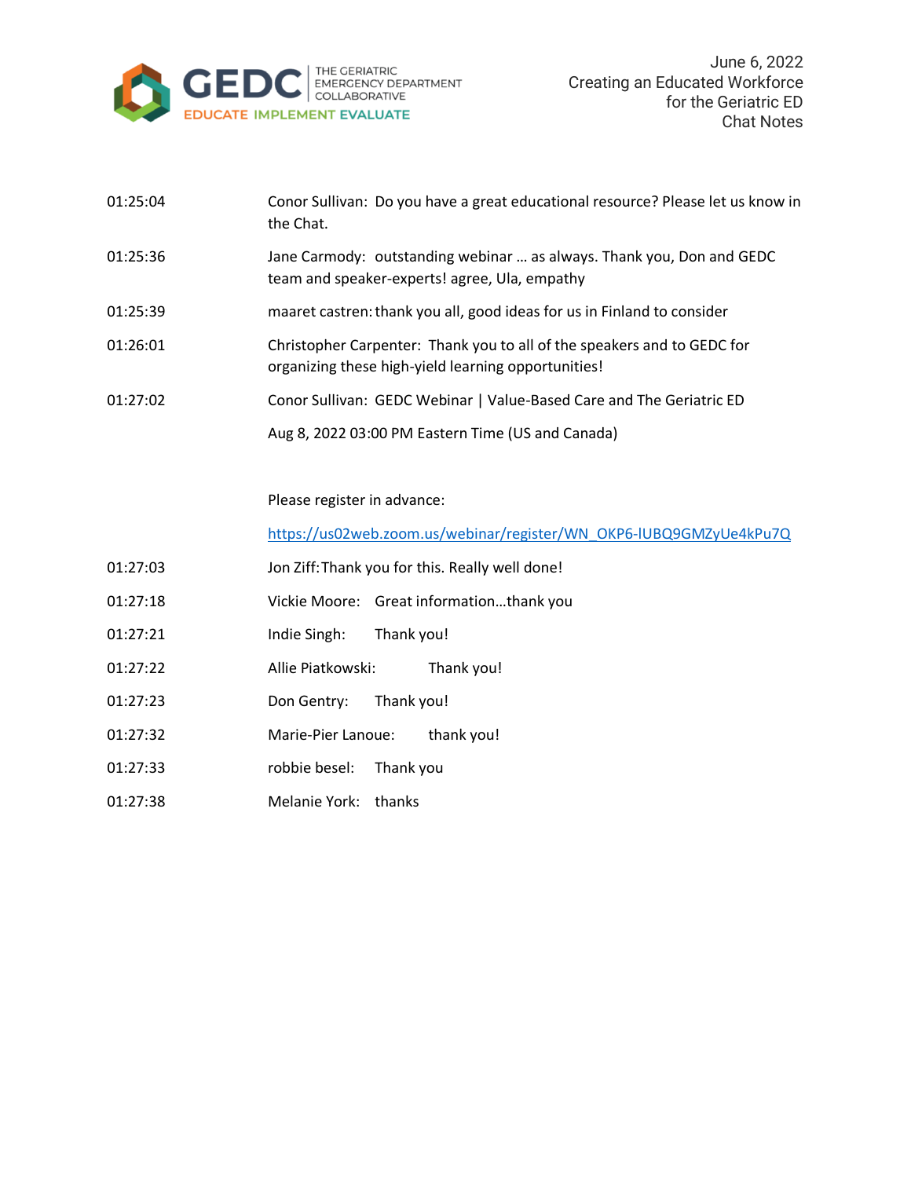| | |
|---|---|
| 01:25:04 | Conor Sullivan: Do you have a great educational resource? Please let us know in the Chat. |
| 01:25:36 | Jane Carmody: outstanding webinar … as always. Thank you, Don and GEDC team and speaker-experts! agree, Ula, empathy |
| 01:25:39 | maaret castren: thank you all, good ideas for us in Finland to consider |
| 01:26:01 | Christopher Carpenter: Thank you to all of the speakers and to GEDC for organizing these high-yield learning opportunities! |
| 01:27:02 | Conor Sullivan: GEDC Webinar \| Value-Based Care and The Geriatric ED<br><br>Aug 8, 2022 03:00 PM Eastern Time (US and Canada)<br><br>Please register in advance:<br><br>https://us02web.zoom.us/webinar/register/WN_OKP6-lUBQ9GMZyUe4kPu7Q |
| 01:27:03 | Jon Ziff: Thank you for this. Really well done! |
| 01:27:18 | Vickie Moore: Great information…thank you |
| 01:27:21 | Indie Singh: Thank you! |
| 01:27:22 | Allie Piatkowski: Thank you! |
| 01:27:23 | Don Gentry: Thank you! |
| 01:27:32 | Marie-Pier Lanoue: thank you! |
| 01:27:33 | robbie besel: Thank you |
| 01:27:38 | Melanie York: thanks |